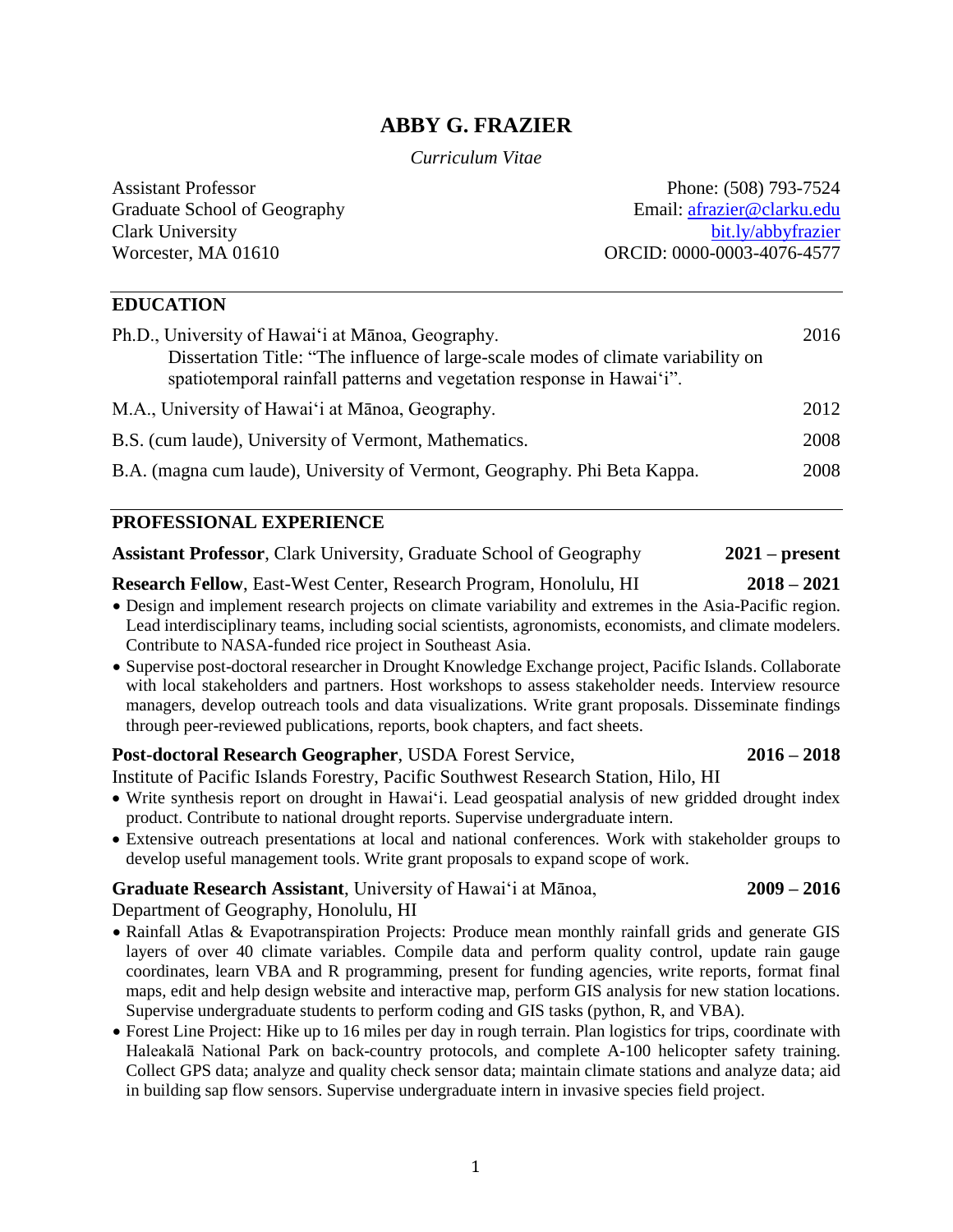# ABBY G. FRAZIER

*Curriculum Vitae*

Assistant Professor
Graduate School of Geography
Clark University
Worcester, MA 01610

Phone: (508) 793-7524
Email: [afrazier@clarku.edu](mailto:afrazier@clarku.edu)
[bit.ly/abbyfrazier](http://bit.ly/abbyfrazier)
ORCID: 0000-0003-4076-4577

## EDUCATION

Ph.D., University of Hawaiʻi at Mānoa, Geography. — 2016
Dissertation Title: "The influence of large-scale modes of climate variability on spatiotemporal rainfall patterns and vegetation response in Hawaiʻi".

M.A., University of Hawaiʻi at Mānoa, Geography. — 2012

B.S. (cum laude), University of Vermont, Mathematics. — 2008

B.A. (magna cum laude), University of Vermont, Geography. Phi Beta Kappa. — 2008

## PROFESSIONAL EXPERIENCE

**Assistant Professor**, Clark University, Graduate School of Geography — **2021 – present**

**Research Fellow**, East-West Center, Research Program, Honolulu, HI — **2018 – 2021**

- Design and implement research projects on climate variability and extremes in the Asia-Pacific region. Lead interdisciplinary teams, including social scientists, agronomists, economists, and climate modelers. Contribute to NASA-funded rice project in Southeast Asia.
- Supervise post-doctoral researcher in Drought Knowledge Exchange project, Pacific Islands. Collaborate with local stakeholders and partners. Host workshops to assess stakeholder needs. Interview resource managers, develop outreach tools and data visualizations. Write grant proposals. Disseminate findings through peer-reviewed publications, reports, book chapters, and fact sheets.

**Post-doctoral Research Geographer**, USDA Forest Service, Institute of Pacific Islands Forestry, Pacific Southwest Research Station, Hilo, HI — **2016 – 2018**

- Write synthesis report on drought in Hawaiʻi. Lead geospatial analysis of new gridded drought index product. Contribute to national drought reports. Supervise undergraduate intern.
- Extensive outreach presentations at local and national conferences. Work with stakeholder groups to develop useful management tools. Write grant proposals to expand scope of work.

**Graduate Research Assistant**, University of Hawaiʻi at Mānoa, Department of Geography, Honolulu, HI — **2009 – 2016**

- Rainfall Atlas & Evapotranspiration Projects: Produce mean monthly rainfall grids and generate GIS layers of over 40 climate variables. Compile data and perform quality control, update rain gauge coordinates, learn VBA and R programming, present for funding agencies, write reports, format final maps, edit and help design website and interactive map, perform GIS analysis for new station locations. Supervise undergraduate students to perform coding and GIS tasks (python, R, and VBA).
- Forest Line Project: Hike up to 16 miles per day in rough terrain. Plan logistics for trips, coordinate with Haleakalā National Park on back-country protocols, and complete A-100 helicopter safety training. Collect GPS data; analyze and quality check sensor data; maintain climate stations and analyze data; aid in building sap flow sensors. Supervise undergraduate intern in invasive species field project.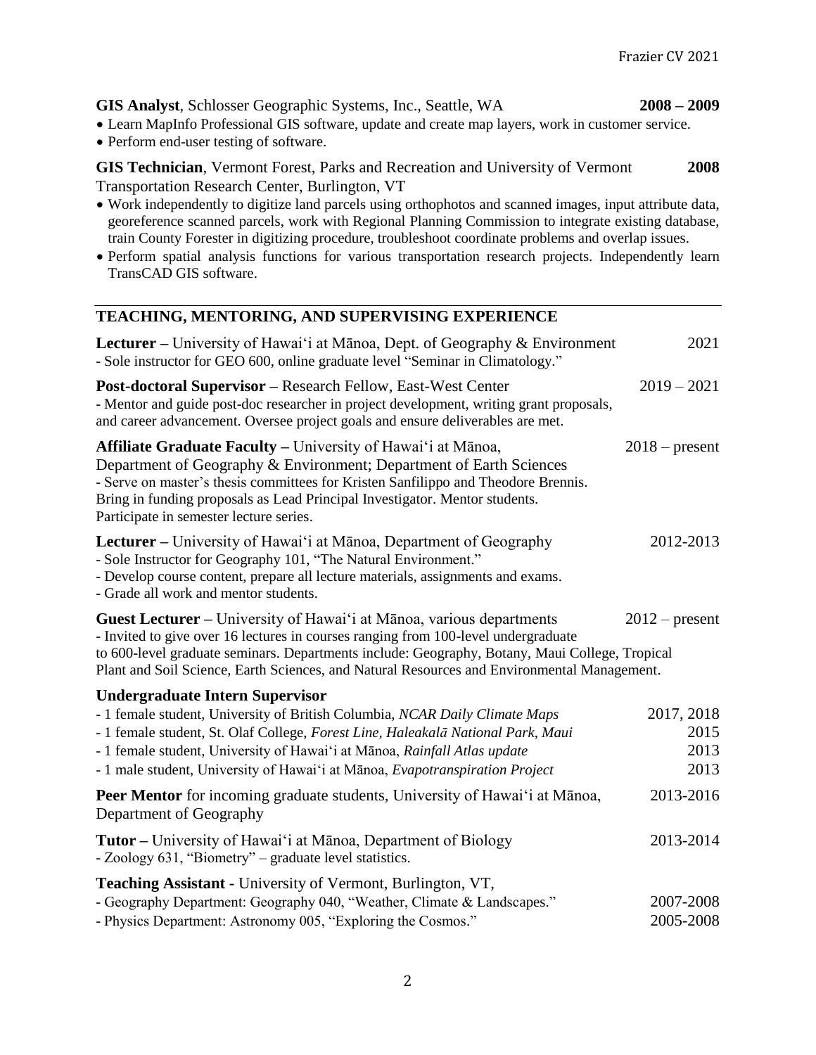**GIS Analyst**, Schlosser Geographic Systems, Inc., Seattle, WA **2008 – 2009**

- Learn MapInfo Professional GIS software, update and create map layers, work in customer service.
- Perform end-user testing of software.

**GIS Technician**, Vermont Forest, Parks and Recreation and University of Vermont Transportation Research Center, Burlington, VT **2008**

- Work independently to digitize land parcels using orthophotos and scanned images, input attribute data, georeference scanned parcels, work with Regional Planning Commission to integrate existing database, train County Forester in digitizing procedure, troubleshoot coordinate problems and overlap issues.
- Perform spatial analysis functions for various transportation research projects. Independently learn TransCAD GIS software.

## TEACHING, MENTORING, AND SUPERVISING EXPERIENCE

**Lecturer –** University of Hawaiʻi at Mānoa, Dept. of Geography & Environment 2021
- Sole instructor for GEO 600, online graduate level "Seminar in Climatology."

**Post-doctoral Supervisor –** Research Fellow, East-West Center 2019 – 2021
- Mentor and guide post-doc researcher in project development, writing grant proposals, and career advancement. Oversee project goals and ensure deliverables are met.

**Affiliate Graduate Faculty –** University of Hawaiʻi at Mānoa, Department of Geography & Environment; Department of Earth Sciences 2018 – present
- Serve on master's thesis committees for Kristen Sanfilippo and Theodore Brennis. Bring in funding proposals as Lead Principal Investigator. Mentor students. Participate in semester lecture series.

**Lecturer –** University of Hawaiʻi at Mānoa, Department of Geography 2012-2013
- Sole Instructor for Geography 101, "The Natural Environment."
- Develop course content, prepare all lecture materials, assignments and exams.
- Grade all work and mentor students.

**Guest Lecturer –** University of Hawaiʻi at Mānoa, various departments 2012 – present
- Invited to give over 16 lectures in courses ranging from 100-level undergraduate to 600-level graduate seminars. Departments include: Geography, Botany, Maui College, Tropical Plant and Soil Science, Earth Sciences, and Natural Resources and Environmental Management.

**Undergraduate Intern Supervisor**
- 1 female student, University of British Columbia, *NCAR Daily Climate Maps* 2017, 2018
- 1 female student, St. Olaf College, *Forest Line, Haleakalā National Park, Maui* 2015
- 1 female student, University of Hawaiʻi at Mānoa, *Rainfall Atlas update* 2013
- 1 male student, University of Hawaiʻi at Mānoa, *Evapotranspiration Project* 2013

**Peer Mentor** for incoming graduate students, University of Hawaiʻi at Mānoa, Department of Geography 2013-2016

**Tutor –** University of Hawaiʻi at Mānoa, Department of Biology 2013-2014
- Zoology 631, "Biometry" – graduate level statistics.

**Teaching Assistant -** University of Vermont, Burlington, VT,
- Geography Department: Geography 040, "Weather, Climate & Landscapes." 2007-2008
- Physics Department: Astronomy 005, "Exploring the Cosmos." 2005-2008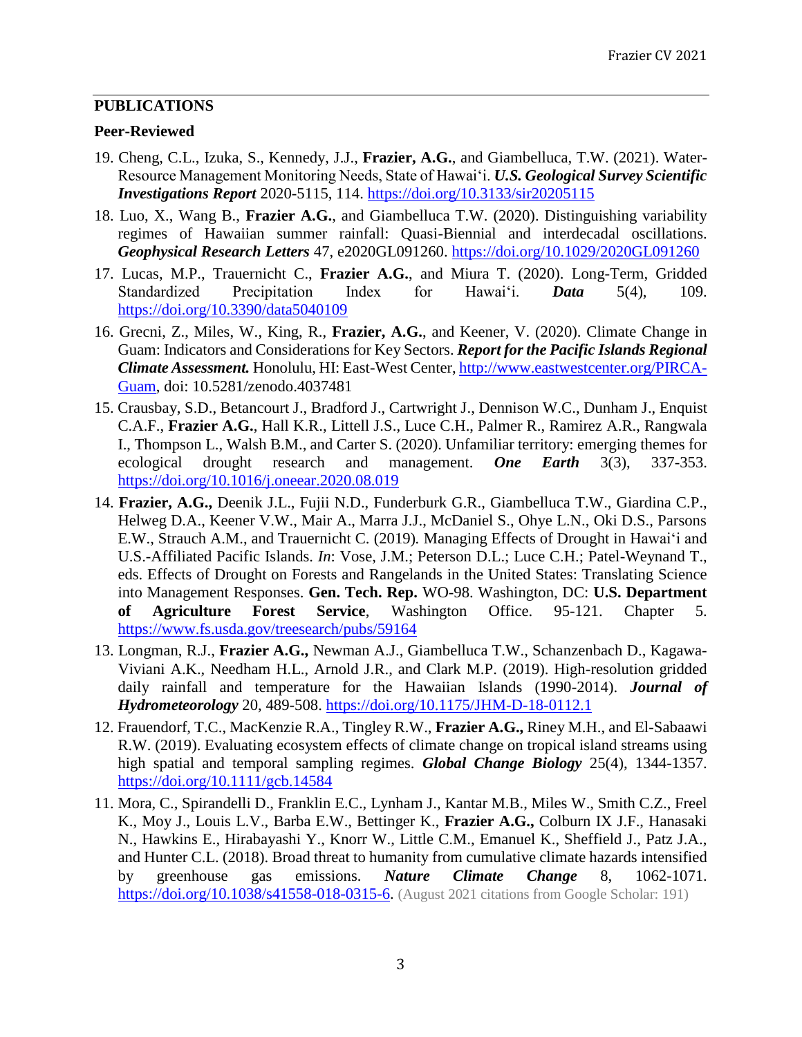## PUBLICATIONS

### Peer-Reviewed

19. Cheng, C.L., Izuka, S., Kennedy, J.J., **Frazier, A.G.**, and Giambelluca, T.W. (2021). Water-Resource Management Monitoring Needs, State of Hawai'i. ***U.S. Geological Survey Scientific Investigations Report*** 2020-5115, 114. https://doi.org/10.3133/sir20205115

18. Luo, X., Wang B., **Frazier A.G.**, and Giambelluca T.W. (2020). Distinguishing variability regimes of Hawaiian summer rainfall: Quasi-Biennial and interdecadal oscillations. ***Geophysical Research Letters*** 47, e2020GL091260. https://doi.org/10.1029/2020GL091260

17. Lucas, M.P., Trauernicht C., **Frazier A.G.**, and Miura T. (2020). Long-Term, Gridded Standardized Precipitation Index for Hawai'i. ***Data*** 5(4), 109. https://doi.org/10.3390/data5040109

16. Grecni, Z., Miles, W., King, R., **Frazier, A.G.**, and Keener, V. (2020). Climate Change in Guam: Indicators and Considerations for Key Sectors. ***Report for the Pacific Islands Regional Climate Assessment.*** Honolulu, HI: East-West Center, http://www.eastwestcenter.org/PIRCA-Guam, doi: 10.5281/zenodo.4037481

15. Crausbay, S.D., Betancourt J., Bradford J., Cartwright J., Dennison W.C., Dunham J., Enquist C.A.F., **Frazier A.G.**, Hall K.R., Littell J.S., Luce C.H., Palmer R., Ramirez A.R., Rangwala I., Thompson L., Walsh B.M., and Carter S. (2020). Unfamiliar territory: emerging themes for ecological drought research and management. ***One Earth*** 3(3), 337-353. https://doi.org/10.1016/j.oneear.2020.08.019

14. **Frazier, A.G.,** Deenik J.L., Fujii N.D., Funderburk G.R., Giambelluca T.W., Giardina C.P., Helweg D.A., Keener V.W., Mair A., Marra J.J., McDaniel S., Ohye L.N., Oki D.S., Parsons E.W., Strauch A.M., and Trauernicht C. (2019). Managing Effects of Drought in Hawai'i and U.S.-Affiliated Pacific Islands. *In*: Vose, J.M.; Peterson D.L.; Luce C.H.; Patel-Weynand T., eds. Effects of Drought on Forests and Rangelands in the United States: Translating Science into Management Responses. **Gen. Tech. Rep.** WO-98. Washington, DC: **U.S. Department of Agriculture Forest Service**, Washington Office. 95-121. Chapter 5. https://www.fs.usda.gov/treesearch/pubs/59164

13. Longman, R.J., **Frazier A.G.,** Newman A.J., Giambelluca T.W., Schanzenbach D., Kagawa-Viviani A.K., Needham H.L., Arnold J.R., and Clark M.P. (2019). High-resolution gridded daily rainfall and temperature for the Hawaiian Islands (1990-2014). ***Journal of Hydrometeorology*** 20, 489-508. https://doi.org/10.1175/JHM-D-18-0112.1

12. Frauendorf, T.C., MacKenzie R.A., Tingley R.W., **Frazier A.G.,** Riney M.H., and El-Sabaawi R.W. (2019). Evaluating ecosystem effects of climate change on tropical island streams using high spatial and temporal sampling regimes. ***Global Change Biology*** 25(4), 1344-1357. https://doi.org/10.1111/gcb.14584

11. Mora, C., Spirandelli D., Franklin E.C., Lynham J., Kantar M.B., Miles W., Smith C.Z., Freel K., Moy J., Louis L.V., Barba E.W., Bettinger K., **Frazier A.G.,** Colburn IX J.F., Hanasaki N., Hawkins E., Hirabayashi Y., Knorr W., Little C.M., Emanuel K., Sheffield J., Patz J.A., and Hunter C.L. (2018). Broad threat to humanity from cumulative climate hazards intensified by greenhouse gas emissions. ***Nature Climate Change*** 8, 1062-1071. https://doi.org/10.1038/s41558-018-0315-6. (August 2021 citations from Google Scholar: 191)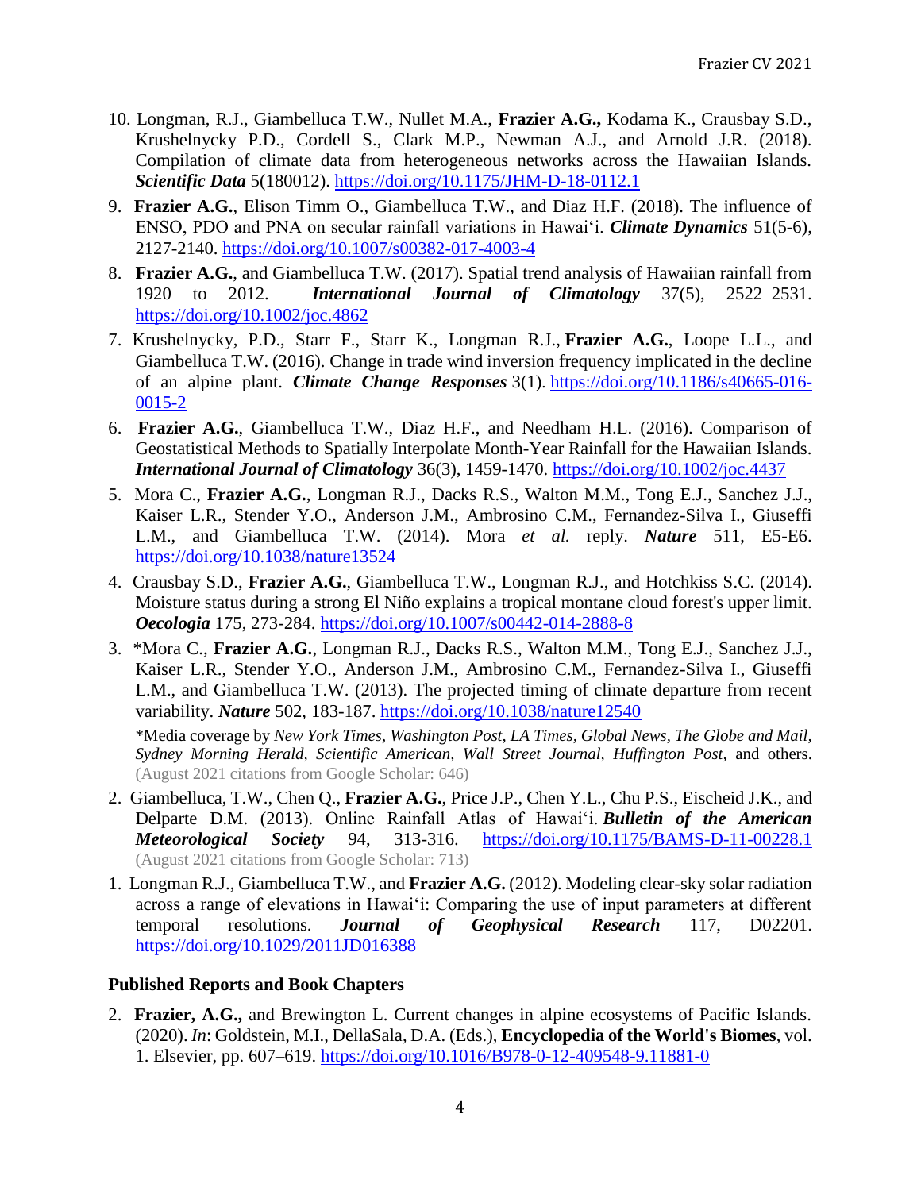10. Longman, R.J., Giambelluca T.W., Nullet M.A., **Frazier A.G.,** Kodama K., Crausbay S.D., Krushelnycky P.D., Cordell S., Clark M.P., Newman A.J., and Arnold J.R. (2018). Compilation of climate data from heterogeneous networks across the Hawaiian Islands. ***Scientific Data*** 5(180012). https://doi.org/10.1175/JHM-D-18-0112.1

9. **Frazier A.G.**, Elison Timm O., Giambelluca T.W., and Diaz H.F. (2018). The influence of ENSO, PDO and PNA on secular rainfall variations in Hawaiʻi. ***Climate Dynamics*** 51(5-6), 2127-2140. https://doi.org/10.1007/s00382-017-4003-4

8. **Frazier A.G.**, and Giambelluca T.W. (2017). Spatial trend analysis of Hawaiian rainfall from 1920 to 2012. ***International Journal of Climatology*** 37(5), 2522–2531. https://doi.org/10.1002/joc.4862

7. Krushelnycky, P.D., Starr F., Starr K., Longman R.J., **Frazier A.G.**, Loope L.L., and Giambelluca T.W. (2016). Change in trade wind inversion frequency implicated in the decline of an alpine plant. ***Climate Change Responses*** 3(1). https://doi.org/10.1186/s40665-016-0015-2

6. **Frazier A.G.**, Giambelluca T.W., Diaz H.F., and Needham H.L. (2016). Comparison of Geostatistical Methods to Spatially Interpolate Month-Year Rainfall for the Hawaiian Islands. ***International Journal of Climatology*** 36(3), 1459-1470. https://doi.org/10.1002/joc.4437

5. Mora C., **Frazier A.G.**, Longman R.J., Dacks R.S., Walton M.M., Tong E.J., Sanchez J.J., Kaiser L.R., Stender Y.O., Anderson J.M., Ambrosino C.M., Fernandez-Silva I., Giuseffi L.M., and Giambelluca T.W. (2014). Mora *et al.* reply. ***Nature*** 511, E5-E6. https://doi.org/10.1038/nature13524

4. Crausbay S.D., **Frazier A.G.**, Giambelluca T.W., Longman R.J., and Hotchkiss S.C. (2014). Moisture status during a strong El Niño explains a tropical montane cloud forest's upper limit. ***Oecologia*** 175, 273-284. https://doi.org/10.1007/s00442-014-2888-8

3. *Mora C., **Frazier A.G.**, Longman R.J., Dacks R.S., Walton M.M., Tong E.J., Sanchez J.J., Kaiser L.R., Stender Y.O., Anderson J.M., Ambrosino C.M., Fernandez-Silva I., Giuseffi L.M., and Giambelluca T.W. (2013). The projected timing of climate departure from recent variability. ***Nature*** 502, 183-187. https://doi.org/10.1038/nature12540

   *Media coverage by *New York Times, Washington Post, LA Times, Global News, The Globe and Mail, Sydney Morning Herald, Scientific American, Wall Street Journal, Huffington Post,* and others. (August 2021 citations from Google Scholar: 646)

2. Giambelluca, T.W., Chen Q., **Frazier A.G.**, Price J.P., Chen Y.L., Chu P.S., Eischeid J.K., and Delparte D.M. (2013). Online Rainfall Atlas of Hawaiʻi. ***Bulletin of the American Meteorological Society*** 94, 313-316. https://doi.org/10.1175/BAMS-D-11-00228.1 (August 2021 citations from Google Scholar: 713)

1. Longman R.J., Giambelluca T.W., and **Frazier A.G.** (2012). Modeling clear-sky solar radiation across a range of elevations in Hawaiʻi: Comparing the use of input parameters at different temporal resolutions. ***Journal of Geophysical Research*** 117, D02201. https://doi.org/10.1029/2011JD016388

## Published Reports and Book Chapters

2. **Frazier, A.G.,** and Brewington L. Current changes in alpine ecosystems of Pacific Islands. (2020). *In*: Goldstein, M.I., DellaSala, D.A. (Eds.), **Encyclopedia of the World's Biomes**, vol. 1. Elsevier, pp. 607–619. https://doi.org/10.1016/B978-0-12-409548-9.11881-0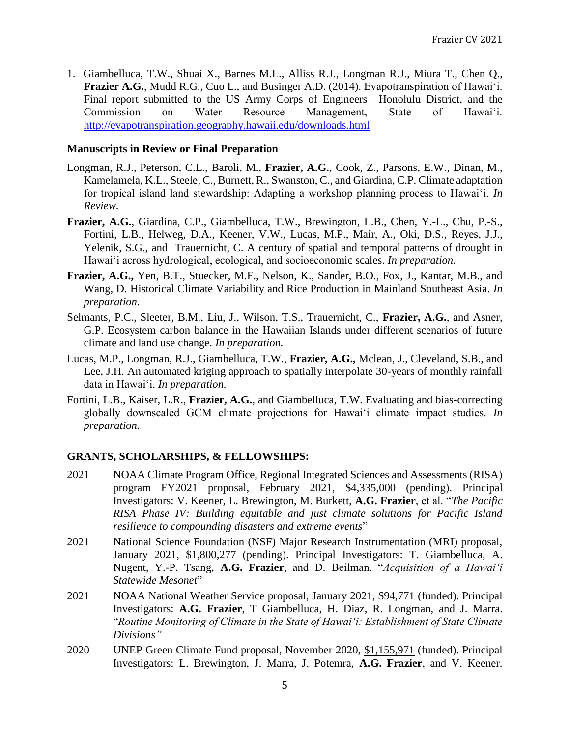1. Giambelluca, T.W., Shuai X., Barnes M.L., Alliss R.J., Longman R.J., Miura T., Chen Q., **Frazier A.G.**, Mudd R.G., Cuo L., and Businger A.D. (2014). Evapotranspiration of Hawai‘i. Final report submitted to the US Army Corps of Engineers—Honolulu District, and the Commission on Water Resource Management, State of Hawai‘i. http://evapotranspiration.geography.hawaii.edu/downloads.html

### Manuscripts in Review or Final Preparation

Longman, R.J., Peterson, C.L., Baroli, M., **Frazier, A.G.**, Cook, Z., Parsons, E.W., Dinan, M., Kamelamela, K.L., Steele, C., Burnett, R., Swanston, C., and Giardina, C.P. Climate adaptation for tropical island land stewardship: Adapting a workshop planning process to Hawai‘i. *In Review*.

**Frazier, A.G.**, Giardina, C.P., Giambelluca, T.W., Brewington, L.B., Chen, Y.-L., Chu, P.-S., Fortini, L.B., Helweg, D.A., Keener, V.W., Lucas, M.P., Mair, A., Oki, D.S., Reyes, J.J., Yelenik, S.G., and Trauernicht, C. A century of spatial and temporal patterns of drought in Hawai‘i across hydrological, ecological, and socioeconomic scales. *In preparation.*

**Frazier, A.G.,** Yen, B.T., Stuecker, M.F., Nelson, K., Sander, B.O., Fox, J., Kantar, M.B., and Wang, D. Historical Climate Variability and Rice Production in Mainland Southeast Asia. *In preparation*.

Selmants, P.C., Sleeter, B.M., Liu, J., Wilson, T.S., Trauernicht, C., **Frazier, A.G.**, and Asner, G.P. Ecosystem carbon balance in the Hawaiian Islands under different scenarios of future climate and land use change. *In preparation.*

Lucas, M.P., Longman, R.J., Giambelluca, T.W., **Frazier, A.G.,** Mclean, J., Cleveland, S.B., and Lee, J.H. An automated kriging approach to spatially interpolate 30-years of monthly rainfall data in Hawai‘i. *In preparation.*

Fortini, L.B., Kaiser, L.R., **Frazier, A.G.**, and Giambelluca, T.W. Evaluating and bias-correcting globally downscaled GCM climate projections for Hawai‘i climate impact studies. *In preparation*.

## GRANTS, SCHOLARSHIPS, & FELLOWSHIPS:

2021 NOAA Climate Program Office, Regional Integrated Sciences and Assessments (RISA) program FY2021 proposal, February 2021, $4,335,000 (pending). Principal Investigators: V. Keener, L. Brewington, M. Burkett, **A.G. Frazier**, et al. “*The Pacific RISA Phase IV: Building equitable and just climate solutions for Pacific Island resilience to compounding disasters and extreme events*”

2021 National Science Foundation (NSF) Major Research Instrumentation (MRI) proposal, January 2021, $1,800,277 (pending). Principal Investigators: T. Giambelluca, A. Nugent, Y.-P. Tsang, **A.G. Frazier**, and D. Beilman. “*Acquisition of a Hawai‘i Statewide Mesonet*”

2021 NOAA National Weather Service proposal, January 2021, $94,771 (funded). Principal Investigators: **A.G. Frazier**, T Giambelluca, H. Diaz, R. Longman, and J. Marra. “*Routine Monitoring of Climate in the State of Hawai‘i: Establishment of State Climate Divisions”*

2020 UNEP Green Climate Fund proposal, November 2020, $1,155,971 (funded). Principal Investigators: L. Brewington, J. Marra, J. Potemra, **A.G. Frazier**, and V. Keener.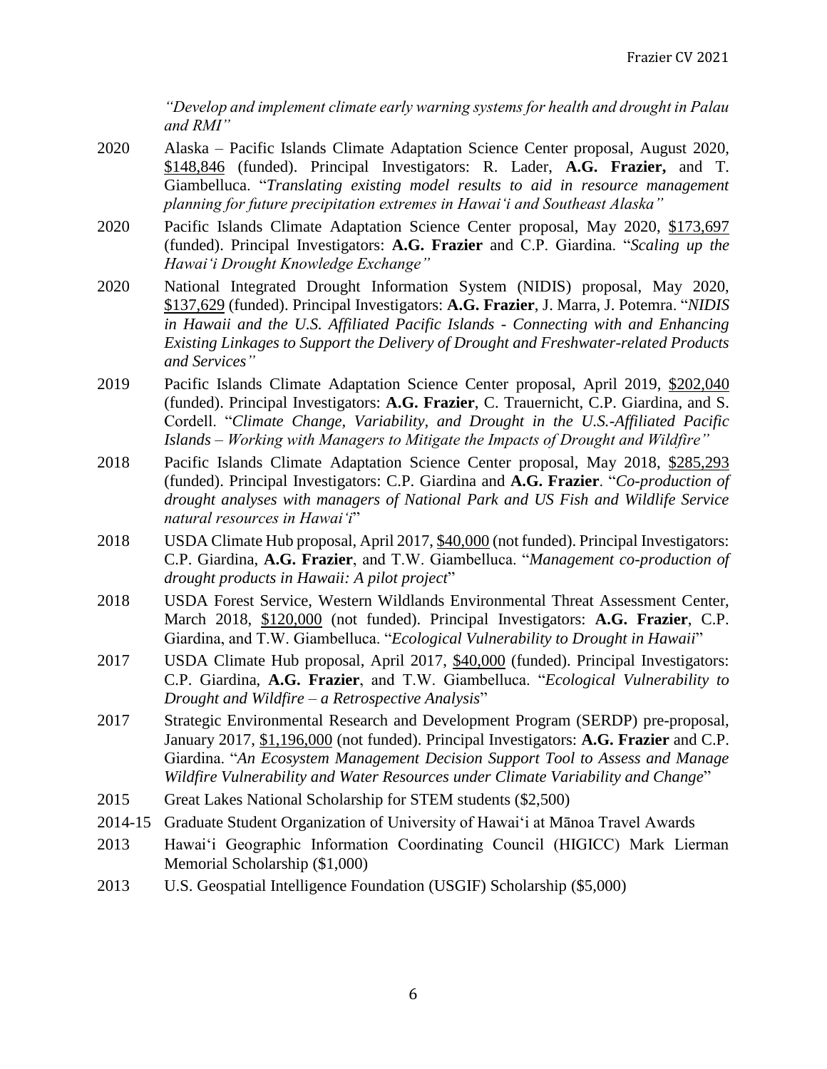*"Develop and implement climate early warning systems for health and drought in Palau and RMI"*

2020 Alaska – Pacific Islands Climate Adaptation Science Center proposal, August 2020, $148,846 (funded). Principal Investigators: R. Lader, **A.G. Frazier,** and T. Giambelluca. "*Translating existing model results to aid in resource management planning for future precipitation extremes in Hawaiʻi and Southeast Alaska"*

2020 Pacific Islands Climate Adaptation Science Center proposal, May 2020, $173,697 (funded). Principal Investigators: **A.G. Frazier** and C.P. Giardina. "*Scaling up the Hawaiʻi Drought Knowledge Exchange"*

2020 National Integrated Drought Information System (NIDIS) proposal, May 2020, $137,629 (funded). Principal Investigators: **A.G. Frazier**, J. Marra, J. Potemra. "*NIDIS in Hawaii and the U.S. Affiliated Pacific Islands - Connecting with and Enhancing Existing Linkages to Support the Delivery of Drought and Freshwater-related Products and Services"*

2019 Pacific Islands Climate Adaptation Science Center proposal, April 2019, $202,040 (funded). Principal Investigators: **A.G. Frazier**, C. Trauernicht, C.P. Giardina, and S. Cordell. "*Climate Change, Variability, and Drought in the U.S.-Affiliated Pacific Islands – Working with Managers to Mitigate the Impacts of Drought and Wildfire"*

2018 Pacific Islands Climate Adaptation Science Center proposal, May 2018, $285,293 (funded). Principal Investigators: C.P. Giardina and **A.G. Frazier**. "*Co-production of drought analyses with managers of National Park and US Fish and Wildlife Service natural resources in Hawaiʻi*"

2018 USDA Climate Hub proposal, April 2017, $40,000 (not funded). Principal Investigators: C.P. Giardina, **A.G. Frazier**, and T.W. Giambelluca. "*Management co-production of drought products in Hawaii: A pilot project*"

2018 USDA Forest Service, Western Wildlands Environmental Threat Assessment Center, March 2018, $120,000 (not funded). Principal Investigators: **A.G. Frazier**, C.P. Giardina, and T.W. Giambelluca. "*Ecological Vulnerability to Drought in Hawaii*"

2017 USDA Climate Hub proposal, April 2017, $40,000 (funded). Principal Investigators: C.P. Giardina, **A.G. Frazier**, and T.W. Giambelluca. "*Ecological Vulnerability to Drought and Wildfire – a Retrospective Analysis*"

2017 Strategic Environmental Research and Development Program (SERDP) pre-proposal, January 2017, $1,196,000 (not funded). Principal Investigators: **A.G. Frazier** and C.P. Giardina. "*An Ecosystem Management Decision Support Tool to Assess and Manage Wildfire Vulnerability and Water Resources under Climate Variability and Change*"

2015 Great Lakes National Scholarship for STEM students ($2,500)

2014-15 Graduate Student Organization of University of Hawaiʻi at Mānoa Travel Awards

2013 Hawaiʻi Geographic Information Coordinating Council (HIGICC) Mark Lierman Memorial Scholarship ($1,000)

2013 U.S. Geospatial Intelligence Foundation (USGIF) Scholarship ($5,000)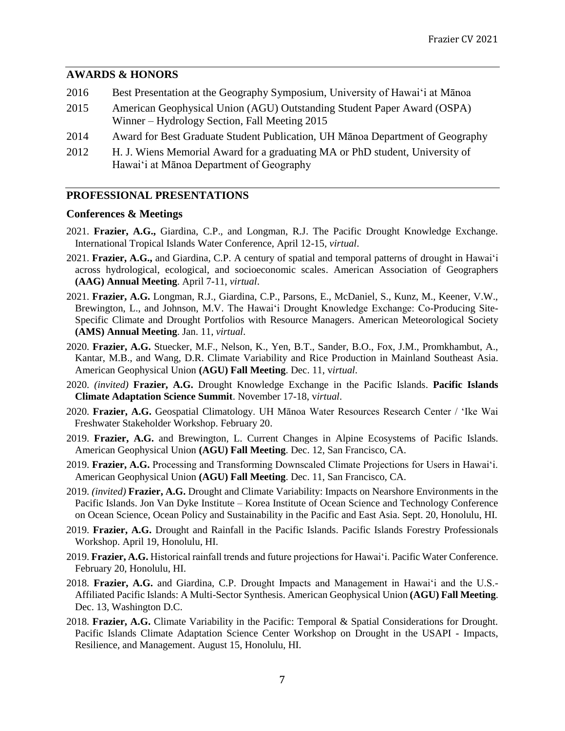## AWARDS & HONORS

2016 Best Presentation at the Geography Symposium, University of Hawaiʻi at Mānoa

2015 American Geophysical Union (AGU) Outstanding Student Paper Award (OSPA) Winner – Hydrology Section, Fall Meeting 2015

2014 Award for Best Graduate Student Publication, UH Mānoa Department of Geography

2012 H. J. Wiens Memorial Award for a graduating MA or PhD student, University of Hawaiʻi at Mānoa Department of Geography

## PROFESSIONAL PRESENTATIONS

### Conferences & Meetings

2021. **Frazier, A.G.,** Giardina, C.P., and Longman, R.J. The Pacific Drought Knowledge Exchange. International Tropical Islands Water Conference, April 12-15, *virtual*.

2021. **Frazier, A.G.,** and Giardina, C.P. A century of spatial and temporal patterns of drought in Hawaiʻi across hydrological, ecological, and socioeconomic scales. American Association of Geographers **(AAG) Annual Meeting**. April 7-11, *virtual*.

2021. **Frazier, A.G.** Longman, R.J., Giardina, C.P., Parsons, E., McDaniel, S., Kunz, M., Keener, V.W., Brewington, L., and Johnson, M.V. The Hawaiʻi Drought Knowledge Exchange: Co-Producing Site-Specific Climate and Drought Portfolios with Resource Managers. American Meteorological Society **(AMS) Annual Meeting**. Jan. 11, *virtual*.

2020. **Frazier, A.G.** Stuecker, M.F., Nelson, K., Yen, B.T., Sander, B.O., Fox, J.M., Promkhambut, A., Kantar, M.B., and Wang, D.R. Climate Variability and Rice Production in Mainland Southeast Asia. American Geophysical Union **(AGU) Fall Meeting**. Dec. 11, v*irtual*.

2020. *(invited)* **Frazier, A.G.** Drought Knowledge Exchange in the Pacific Islands. **Pacific Islands Climate Adaptation Science Summit**. November 17-18, v*irtual*.

2020. **Frazier, A.G.** Geospatial Climatology. UH Mānoa Water Resources Research Center / ʻIke Wai Freshwater Stakeholder Workshop. February 20.

2019. **Frazier, A.G.** and Brewington, L. Current Changes in Alpine Ecosystems of Pacific Islands. American Geophysical Union **(AGU) Fall Meeting**. Dec. 12, San Francisco, CA.

2019. **Frazier, A.G.** Processing and Transforming Downscaled Climate Projections for Users in Hawaiʻi. American Geophysical Union **(AGU) Fall Meeting**. Dec. 11, San Francisco, CA.

2019. *(invited)* **Frazier, A.G.** Drought and Climate Variability: Impacts on Nearshore Environments in the Pacific Islands. Jon Van Dyke Institute – Korea Institute of Ocean Science and Technology Conference on Ocean Science, Ocean Policy and Sustainability in the Pacific and East Asia. Sept. 20, Honolulu, HI.

2019. **Frazier, A.G.** Drought and Rainfall in the Pacific Islands. Pacific Islands Forestry Professionals Workshop. April 19, Honolulu, HI.

2019. **Frazier, A.G.** Historical rainfall trends and future projections for Hawaiʻi. Pacific Water Conference. February 20, Honolulu, HI.

2018. **Frazier, A.G.** and Giardina, C.P. Drought Impacts and Management in Hawaiʻi and the U.S.-Affiliated Pacific Islands: A Multi-Sector Synthesis. American Geophysical Union **(AGU) Fall Meeting**. Dec. 13, Washington D.C.

2018. **Frazier, A.G.** Climate Variability in the Pacific: Temporal & Spatial Considerations for Drought. Pacific Islands Climate Adaptation Science Center Workshop on Drought in the USAPI - Impacts, Resilience, and Management. August 15, Honolulu, HI.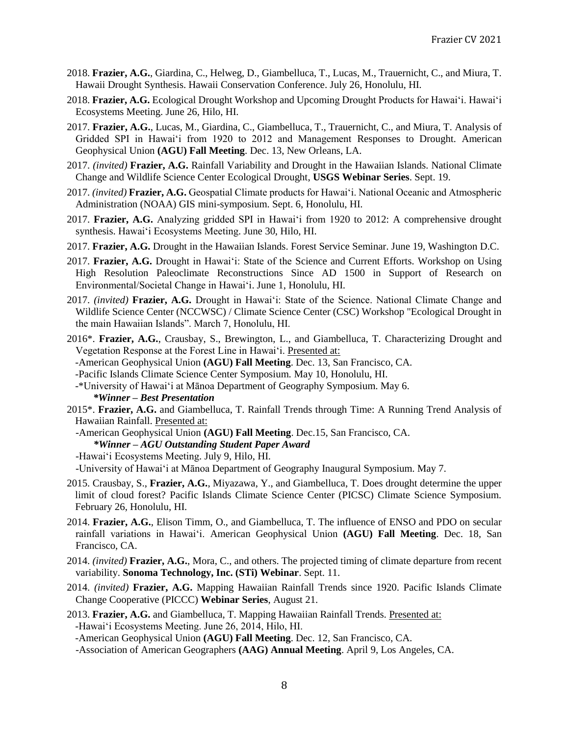2018. **Frazier, A.G.**, Giardina, C., Helweg, D., Giambelluca, T., Lucas, M., Trauernicht, C., and Miura, T. Hawaii Drought Synthesis. Hawaii Conservation Conference. July 26, Honolulu, HI.

2018. **Frazier, A.G.** Ecological Drought Workshop and Upcoming Drought Products for Hawaiʻi. Hawaiʻi Ecosystems Meeting. June 26, Hilo, HI.

2017. **Frazier, A.G.**, Lucas, M., Giardina, C., Giambelluca, T., Trauernicht, C., and Miura, T. Analysis of Gridded SPI in Hawaiʻi from 1920 to 2012 and Management Responses to Drought. American Geophysical Union **(AGU) Fall Meeting**. Dec. 13, New Orleans, LA.

2017. *(invited)* **Frazier, A.G.** Rainfall Variability and Drought in the Hawaiian Islands. National Climate Change and Wildlife Science Center Ecological Drought, **USGS Webinar Series**. Sept. 19.

2017. *(invited)* **Frazier, A.G.** Geospatial Climate products for Hawaiʻi. National Oceanic and Atmospheric Administration (NOAA) GIS mini-symposium. Sept. 6, Honolulu, HI.

2017. **Frazier, A.G.** Analyzing gridded SPI in Hawaiʻi from 1920 to 2012: A comprehensive drought synthesis. Hawaiʻi Ecosystems Meeting. June 30, Hilo, HI.

2017. **Frazier, A.G.** Drought in the Hawaiian Islands. Forest Service Seminar. June 19, Washington D.C.

2017. **Frazier, A.G.** Drought in Hawaiʻi: State of the Science and Current Efforts. Workshop on Using High Resolution Paleoclimate Reconstructions Since AD 1500 in Support of Research on Environmental/Societal Change in Hawaiʻi. June 1, Honolulu, HI.

2017. *(invited)* **Frazier, A.G.** Drought in Hawaiʻi: State of the Science. National Climate Change and Wildlife Science Center (NCCWSC) / Climate Science Center (CSC) Workshop "Ecological Drought in the main Hawaiian Islands". March 7, Honolulu, HI.

2016*. **Frazier, A.G.**, Crausbay, S., Brewington, L., and Giambelluca, T. Characterizing Drought and Vegetation Response at the Forest Line in Hawaiʻi. <u>Presented at:</u>
-American Geophysical Union **(AGU) Fall Meeting**. Dec. 13, San Francisco, CA.
-Pacific Islands Climate Science Center Symposium. May 10, Honolulu, HI.
-*University of Hawaiʻi at Mānoa Department of Geography Symposium. May 6.
***\*Winner – Best Presentation***

2015*. **Frazier, A.G.** and Giambelluca, T. Rainfall Trends through Time: A Running Trend Analysis of Hawaiian Rainfall. <u>Presented at:</u>
-American Geophysical Union **(AGU) Fall Meeting**. Dec.15, San Francisco, CA.
***\*Winner – AGU Outstanding Student Paper Award***
-Hawaiʻi Ecosystems Meeting. July 9, Hilo, HI.
-University of Hawaiʻi at Mānoa Department of Geography Inaugural Symposium. May 7.

2015. Crausbay, S., **Frazier, A.G.**, Miyazawa, Y., and Giambelluca, T. Does drought determine the upper limit of cloud forest? Pacific Islands Climate Science Center (PICSC) Climate Science Symposium. February 26, Honolulu, HI.

2014. **Frazier, A.G.**, Elison Timm, O., and Giambelluca, T. The influence of ENSO and PDO on secular rainfall variations in Hawaiʻi. American Geophysical Union **(AGU) Fall Meeting**. Dec. 18, San Francisco, CA.

2014. *(invited)* **Frazier, A.G.**, Mora, C., and others. The projected timing of climate departure from recent variability. **Sonoma Technology, Inc. (STi) Webinar**. Sept. 11.

2014. *(invited)* **Frazier, A.G.** Mapping Hawaiian Rainfall Trends since 1920. Pacific Islands Climate Change Cooperative (PICCC) **Webinar Series**, August 21.

2013. **Frazier, A.G.** and Giambelluca, T. Mapping Hawaiian Rainfall Trends. <u>Presented at:</u>
-Hawaiʻi Ecosystems Meeting. June 26, 2014, Hilo, HI.
-American Geophysical Union **(AGU) Fall Meeting**. Dec. 12, San Francisco, CA.
-Association of American Geographers **(AAG) Annual Meeting**. April 9, Los Angeles, CA.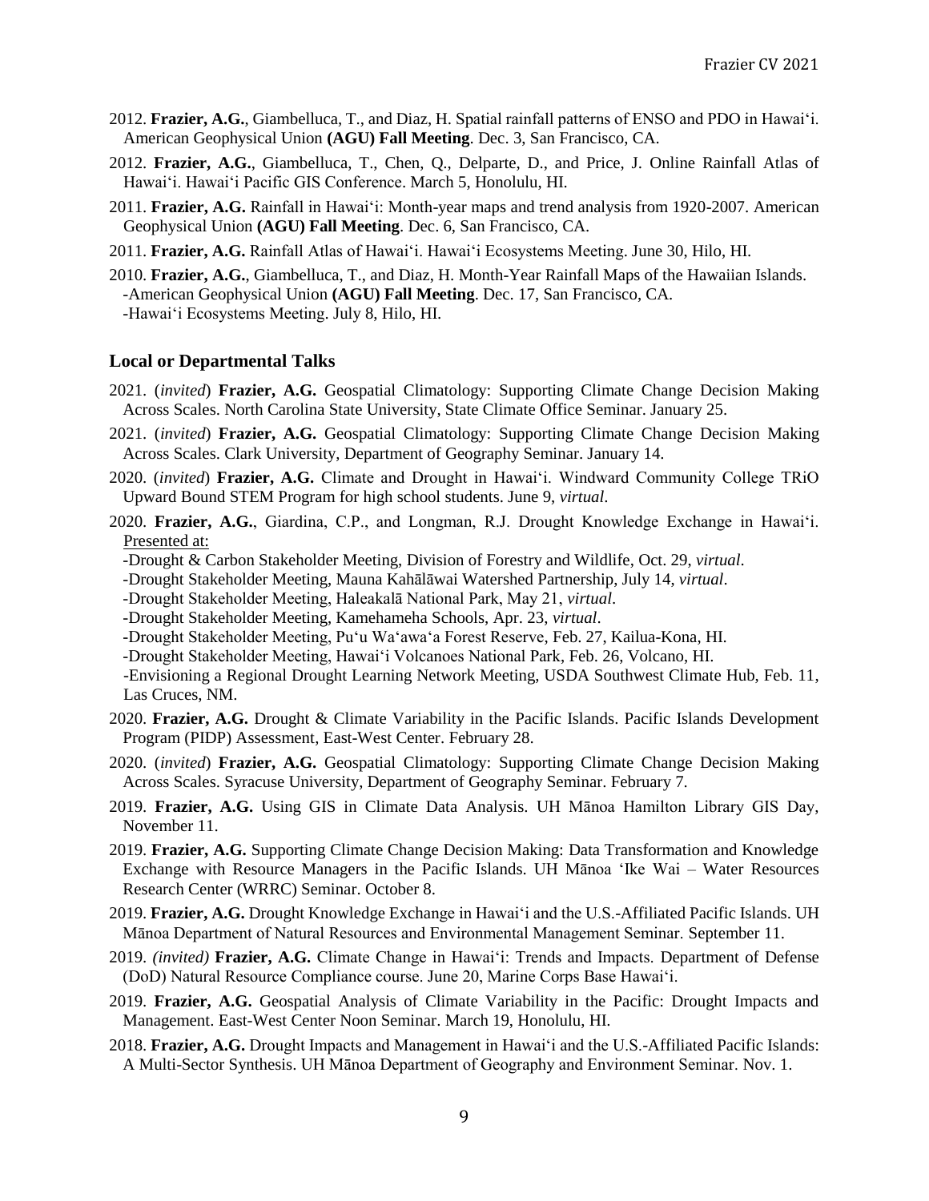2012. **Frazier, A.G.**, Giambelluca, T., and Diaz, H. Spatial rainfall patterns of ENSO and PDO in Hawaiʻi. American Geophysical Union **(AGU) Fall Meeting**. Dec. 3, San Francisco, CA.

2012. **Frazier, A.G.**, Giambelluca, T., Chen, Q., Delparte, D., and Price, J. Online Rainfall Atlas of Hawaiʻi. Hawaiʻi Pacific GIS Conference. March 5, Honolulu, HI.

2011. **Frazier, A.G.** Rainfall in Hawaiʻi: Month-year maps and trend analysis from 1920-2007. American Geophysical Union **(AGU) Fall Meeting**. Dec. 6, San Francisco, CA.

2011. **Frazier, A.G.** Rainfall Atlas of Hawaiʻi. Hawaiʻi Ecosystems Meeting. June 30, Hilo, HI.

2010. **Frazier, A.G.**, Giambelluca, T., and Diaz, H. Month-Year Rainfall Maps of the Hawaiian Islands.
-American Geophysical Union **(AGU) Fall Meeting**. Dec. 17, San Francisco, CA.
-Hawaiʻi Ecosystems Meeting. July 8, Hilo, HI.

### Local or Departmental Talks

2021. (*invited*) **Frazier, A.G.** Geospatial Climatology: Supporting Climate Change Decision Making Across Scales. North Carolina State University, State Climate Office Seminar. January 25.

2021. (*invited*) **Frazier, A.G.** Geospatial Climatology: Supporting Climate Change Decision Making Across Scales. Clark University, Department of Geography Seminar. January 14.

2020. (*invited*) **Frazier, A.G.** Climate and Drought in Hawaiʻi. Windward Community College TRiO Upward Bound STEM Program for high school students. June 9, *virtual*.

2020. **Frazier, A.G.**, Giardina, C.P., and Longman, R.J. Drought Knowledge Exchange in Hawaiʻi. Presented at:
-Drought & Carbon Stakeholder Meeting, Division of Forestry and Wildlife, Oct. 29, *virtual*.
-Drought Stakeholder Meeting, Mauna Kahālāwai Watershed Partnership, July 14, *virtual*.
-Drought Stakeholder Meeting, Haleakalā National Park, May 21, *virtual*.
-Drought Stakeholder Meeting, Kamehameha Schools, Apr. 23, *virtual*.
-Drought Stakeholder Meeting, Puʻu Waʻawaʻa Forest Reserve, Feb. 27, Kailua-Kona, HI.
-Drought Stakeholder Meeting, Hawaiʻi Volcanoes National Park, Feb. 26, Volcano, HI.
-Envisioning a Regional Drought Learning Network Meeting, USDA Southwest Climate Hub, Feb. 11, Las Cruces, NM.

2020. **Frazier, A.G.** Drought & Climate Variability in the Pacific Islands. Pacific Islands Development Program (PIDP) Assessment, East-West Center. February 28.

2020. (*invited*) **Frazier, A.G.** Geospatial Climatology: Supporting Climate Change Decision Making Across Scales. Syracuse University, Department of Geography Seminar. February 7.

2019. **Frazier, A.G.** Using GIS in Climate Data Analysis. UH Mānoa Hamilton Library GIS Day, November 11.

2019. **Frazier, A.G.** Supporting Climate Change Decision Making: Data Transformation and Knowledge Exchange with Resource Managers in the Pacific Islands. UH Mānoa ʻIke Wai – Water Resources Research Center (WRRC) Seminar. October 8.

2019. **Frazier, A.G.** Drought Knowledge Exchange in Hawaiʻi and the U.S.-Affiliated Pacific Islands. UH Mānoa Department of Natural Resources and Environmental Management Seminar. September 11.

2019. *(invited)* **Frazier, A.G.** Climate Change in Hawaiʻi: Trends and Impacts. Department of Defense (DoD) Natural Resource Compliance course. June 20, Marine Corps Base Hawaiʻi.

2019. **Frazier, A.G.** Geospatial Analysis of Climate Variability in the Pacific: Drought Impacts and Management. East-West Center Noon Seminar. March 19, Honolulu, HI.

2018. **Frazier, A.G.** Drought Impacts and Management in Hawaiʻi and the U.S.-Affiliated Pacific Islands: A Multi-Sector Synthesis. UH Mānoa Department of Geography and Environment Seminar. Nov. 1.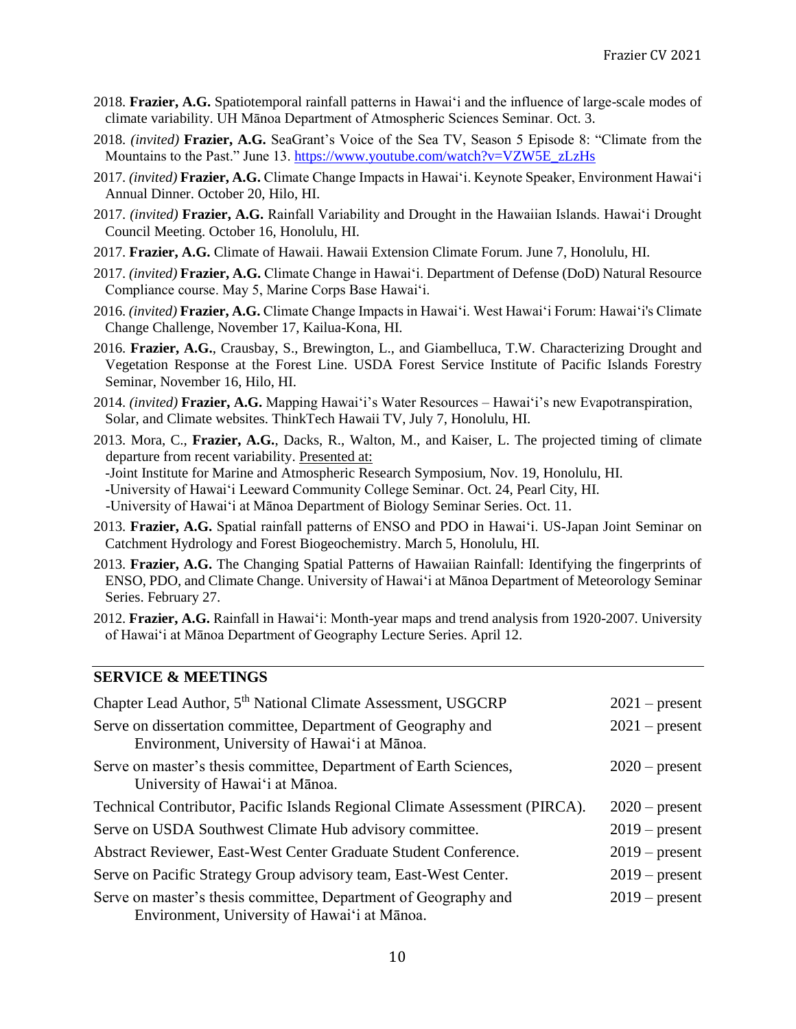2018. **Frazier, A.G.** Spatiotemporal rainfall patterns in Hawaiʻi and the influence of large-scale modes of climate variability. UH Mānoa Department of Atmospheric Sciences Seminar. Oct. 3.

2018. *(invited)* **Frazier, A.G.** SeaGrant's Voice of the Sea TV, Season 5 Episode 8: "Climate from the Mountains to the Past." June 13. https://www.youtube.com/watch?v=VZW5E_zLzHs

2017. *(invited)* **Frazier, A.G.** Climate Change Impacts in Hawaiʻi. Keynote Speaker, Environment Hawaiʻi Annual Dinner. October 20, Hilo, HI.

2017. *(invited)* **Frazier, A.G.** Rainfall Variability and Drought in the Hawaiian Islands. Hawaiʻi Drought Council Meeting. October 16, Honolulu, HI.

2017. **Frazier, A.G.** Climate of Hawaii. Hawaii Extension Climate Forum. June 7, Honolulu, HI.

2017. *(invited)* **Frazier, A.G.** Climate Change in Hawaiʻi. Department of Defense (DoD) Natural Resource Compliance course. May 5, Marine Corps Base Hawaiʻi.

2016. *(invited)* **Frazier, A.G.** Climate Change Impacts in Hawaiʻi. West Hawaiʻi Forum: Hawaiʻi's Climate Change Challenge, November 17, Kailua-Kona, HI.

2016. **Frazier, A.G.**, Crausbay, S., Brewington, L., and Giambelluca, T.W. Characterizing Drought and Vegetation Response at the Forest Line. USDA Forest Service Institute of Pacific Islands Forestry Seminar, November 16, Hilo, HI.

2014. *(invited)* **Frazier, A.G.** Mapping Hawaiʻi's Water Resources – Hawaiʻi's new Evapotranspiration, Solar, and Climate websites. ThinkTech Hawaii TV, July 7, Honolulu, HI.

2013. Mora, C., **Frazier, A.G.**, Dacks, R., Walton, M., and Kaiser, L. The projected timing of climate departure from recent variability. Presented at:
-Joint Institute for Marine and Atmospheric Research Symposium, Nov. 19, Honolulu, HI.
-University of Hawaiʻi Leeward Community College Seminar. Oct. 24, Pearl City, HI.
-University of Hawaiʻi at Mānoa Department of Biology Seminar Series. Oct. 11.

2013. **Frazier, A.G.** Spatial rainfall patterns of ENSO and PDO in Hawaiʻi. US-Japan Joint Seminar on Catchment Hydrology and Forest Biogeochemistry. March 5, Honolulu, HI.

2013. **Frazier, A.G.** The Changing Spatial Patterns of Hawaiian Rainfall: Identifying the fingerprints of ENSO, PDO, and Climate Change. University of Hawaiʻi at Mānoa Department of Meteorology Seminar Series. February 27.

2012. **Frazier, A.G.** Rainfall in Hawaiʻi: Month-year maps and trend analysis from 1920-2007. University of Hawaiʻi at Mānoa Department of Geography Lecture Series. April 12.

## SERVICE & MEETINGS

| | |
|---|---|
| Chapter Lead Author, 5th National Climate Assessment, USGCRP | 2021 – present |
| Serve on dissertation committee, Department of Geography and Environment, University of Hawaiʻi at Mānoa. | 2021 – present |
| Serve on master's thesis committee, Department of Earth Sciences, University of Hawaiʻi at Mānoa. | 2020 – present |
| Technical Contributor, Pacific Islands Regional Climate Assessment (PIRCA). | 2020 – present |
| Serve on USDA Southwest Climate Hub advisory committee. | 2019 – present |
| Abstract Reviewer, East-West Center Graduate Student Conference. | 2019 – present |
| Serve on Pacific Strategy Group advisory team, East-West Center. | 2019 – present |
| Serve on master's thesis committee, Department of Geography and Environment, University of Hawaiʻi at Mānoa. | 2019 – present |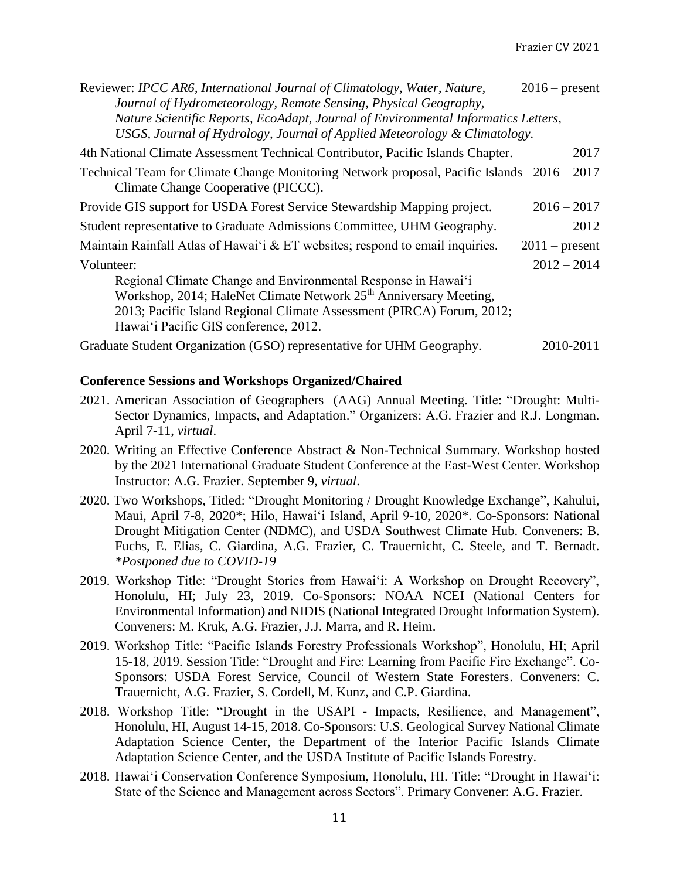Reviewer: *IPCC AR6, International Journal of Climatology, Water, Nature, Journal of Hydrometeorology, Remote Sensing, Physical Geography, Nature Scientific Reports, EcoAdapt, Journal of Environmental Informatics Letters, USGS, Journal of Hydrology, Journal of Applied Meteorology & Climatology.* 2016 – present

4th National Climate Assessment Technical Contributor, Pacific Islands Chapter. 2017

Technical Team for Climate Change Monitoring Network proposal, Pacific Islands Climate Change Cooperative (PICCC). 2016 – 2017

Provide GIS support for USDA Forest Service Stewardship Mapping project. 2016 – 2017

Student representative to Graduate Admissions Committee, UHM Geography. 2012

Maintain Rainfall Atlas of Hawaiʻi & ET websites; respond to email inquiries. 2011 – present

Volunteer: 2012 – 2014

Regional Climate Change and Environmental Response in Hawaiʻi Workshop, 2014; HaleNet Climate Network 25th Anniversary Meeting, 2013; Pacific Island Regional Climate Assessment (PIRCA) Forum, 2012; Hawaiʻi Pacific GIS conference, 2012.

Graduate Student Organization (GSO) representative for UHM Geography. 2010-2011

**Conference Sessions and Workshops Organized/Chaired**

2021. American Association of Geographers (AAG) Annual Meeting. Title: "Drought: Multi-Sector Dynamics, Impacts, and Adaptation." Organizers: A.G. Frazier and R.J. Longman. April 7-11, *virtual*.

2020. Writing an Effective Conference Abstract & Non-Technical Summary. Workshop hosted by the 2021 International Graduate Student Conference at the East-West Center. Workshop Instructor: A.G. Frazier. September 9, *virtual*.

2020. Two Workshops, Titled: "Drought Monitoring / Drought Knowledge Exchange", Kahului, Maui, April 7-8, 2020*; Hilo, Hawaiʻi Island, April 9-10, 2020*. Co-Sponsors: National Drought Mitigation Center (NDMC), and USDA Southwest Climate Hub. Conveners: B. Fuchs, E. Elias, C. Giardina, A.G. Frazier, C. Trauernicht, C. Steele, and T. Bernadt. *\*Postponed due to COVID-19*

2019. Workshop Title: "Drought Stories from Hawaiʻi: A Workshop on Drought Recovery", Honolulu, HI; July 23, 2019. Co-Sponsors: NOAA NCEI (National Centers for Environmental Information) and NIDIS (National Integrated Drought Information System). Conveners: M. Kruk, A.G. Frazier, J.J. Marra, and R. Heim.

2019. Workshop Title: "Pacific Islands Forestry Professionals Workshop", Honolulu, HI; April 15-18, 2019. Session Title: "Drought and Fire: Learning from Pacific Fire Exchange". Co-Sponsors: USDA Forest Service, Council of Western State Foresters. Conveners: C. Trauernicht, A.G. Frazier, S. Cordell, M. Kunz, and C.P. Giardina.

2018. Workshop Title: "Drought in the USAPI - Impacts, Resilience, and Management", Honolulu, HI, August 14-15, 2018. Co-Sponsors: U.S. Geological Survey National Climate Adaptation Science Center, the Department of the Interior Pacific Islands Climate Adaptation Science Center, and the USDA Institute of Pacific Islands Forestry.

2018. Hawaiʻi Conservation Conference Symposium, Honolulu, HI. Title: "Drought in Hawaiʻi: State of the Science and Management across Sectors". Primary Convener: A.G. Frazier.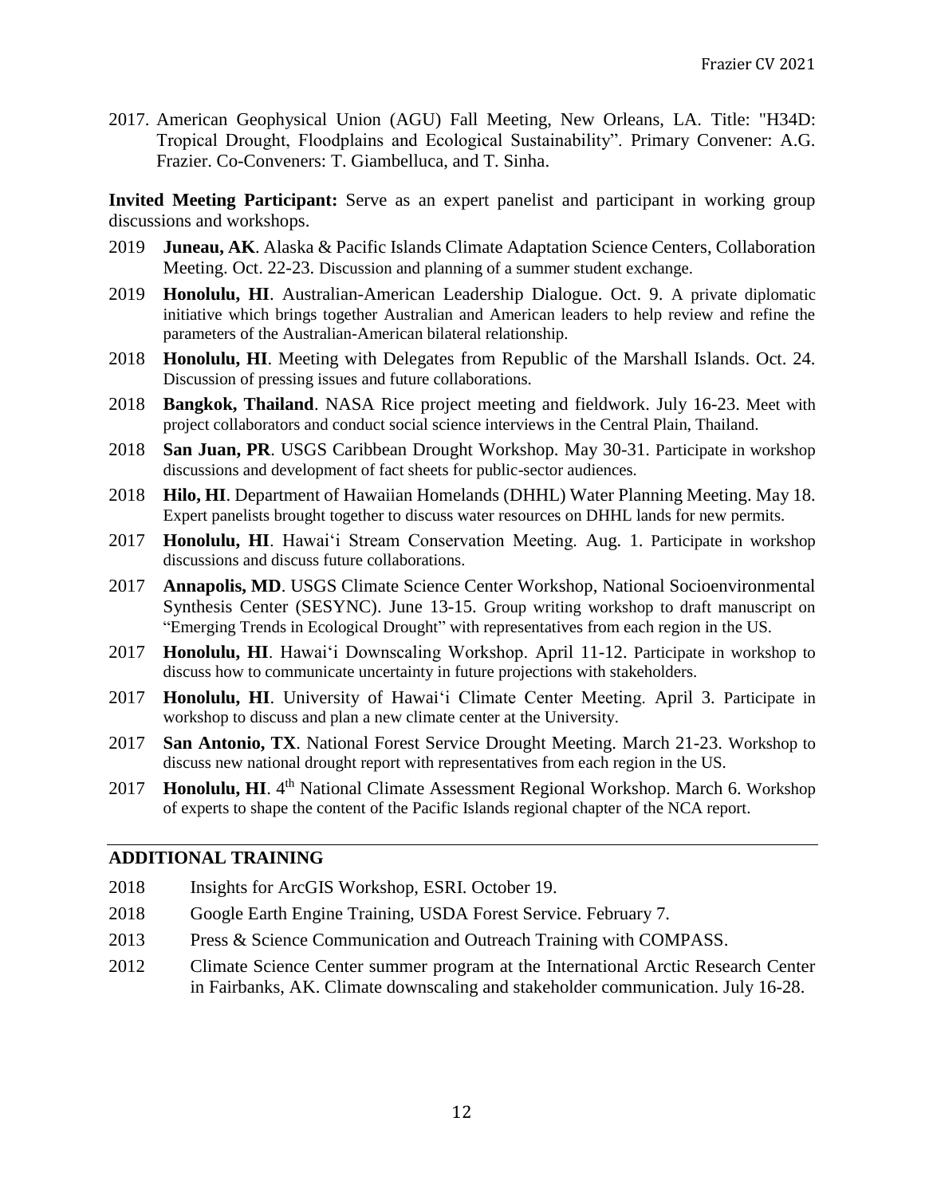2017. American Geophysical Union (AGU) Fall Meeting, New Orleans, LA. Title: "H34D: Tropical Drought, Floodplains and Ecological Sustainability". Primary Convener: A.G. Frazier. Co-Conveners: T. Giambelluca, and T. Sinha.

**Invited Meeting Participant:** Serve as an expert panelist and participant in working group discussions and workshops.

2019 **Juneau, AK**. Alaska & Pacific Islands Climate Adaptation Science Centers, Collaboration Meeting. Oct. 22-23. Discussion and planning of a summer student exchange.

2019 **Honolulu, HI**. Australian-American Leadership Dialogue. Oct. 9. A private diplomatic initiative which brings together Australian and American leaders to help review and refine the parameters of the Australian-American bilateral relationship.

2018 **Honolulu, HI**. Meeting with Delegates from Republic of the Marshall Islands. Oct. 24. Discussion of pressing issues and future collaborations.

2018 **Bangkok, Thailand**. NASA Rice project meeting and fieldwork. July 16-23. Meet with project collaborators and conduct social science interviews in the Central Plain, Thailand.

2018 **San Juan, PR**. USGS Caribbean Drought Workshop. May 30-31. Participate in workshop discussions and development of fact sheets for public-sector audiences.

2018 **Hilo, HI**. Department of Hawaiian Homelands (DHHL) Water Planning Meeting. May 18. Expert panelists brought together to discuss water resources on DHHL lands for new permits.

2017 **Honolulu, HI**. Hawai'i Stream Conservation Meeting. Aug. 1. Participate in workshop discussions and discuss future collaborations.

2017 **Annapolis, MD**. USGS Climate Science Center Workshop, National Socioenvironmental Synthesis Center (SESYNC). June 13-15. Group writing workshop to draft manuscript on "Emerging Trends in Ecological Drought" with representatives from each region in the US.

2017 **Honolulu, HI**. Hawai'i Downscaling Workshop. April 11-12. Participate in workshop to discuss how to communicate uncertainty in future projections with stakeholders.

2017 **Honolulu, HI**. University of Hawai'i Climate Center Meeting. April 3. Participate in workshop to discuss and plan a new climate center at the University.

2017 **San Antonio, TX**. National Forest Service Drought Meeting. March 21-23. Workshop to discuss new national drought report with representatives from each region in the US.

2017 **Honolulu, HI**. 4th National Climate Assessment Regional Workshop. March 6. Workshop of experts to shape the content of the Pacific Islands regional chapter of the NCA report.

## ADDITIONAL TRAINING

2018 Insights for ArcGIS Workshop, ESRI. October 19.

2018 Google Earth Engine Training, USDA Forest Service. February 7.

2013 Press & Science Communication and Outreach Training with COMPASS.

2012 Climate Science Center summer program at the International Arctic Research Center in Fairbanks, AK. Climate downscaling and stakeholder communication. July 16-28.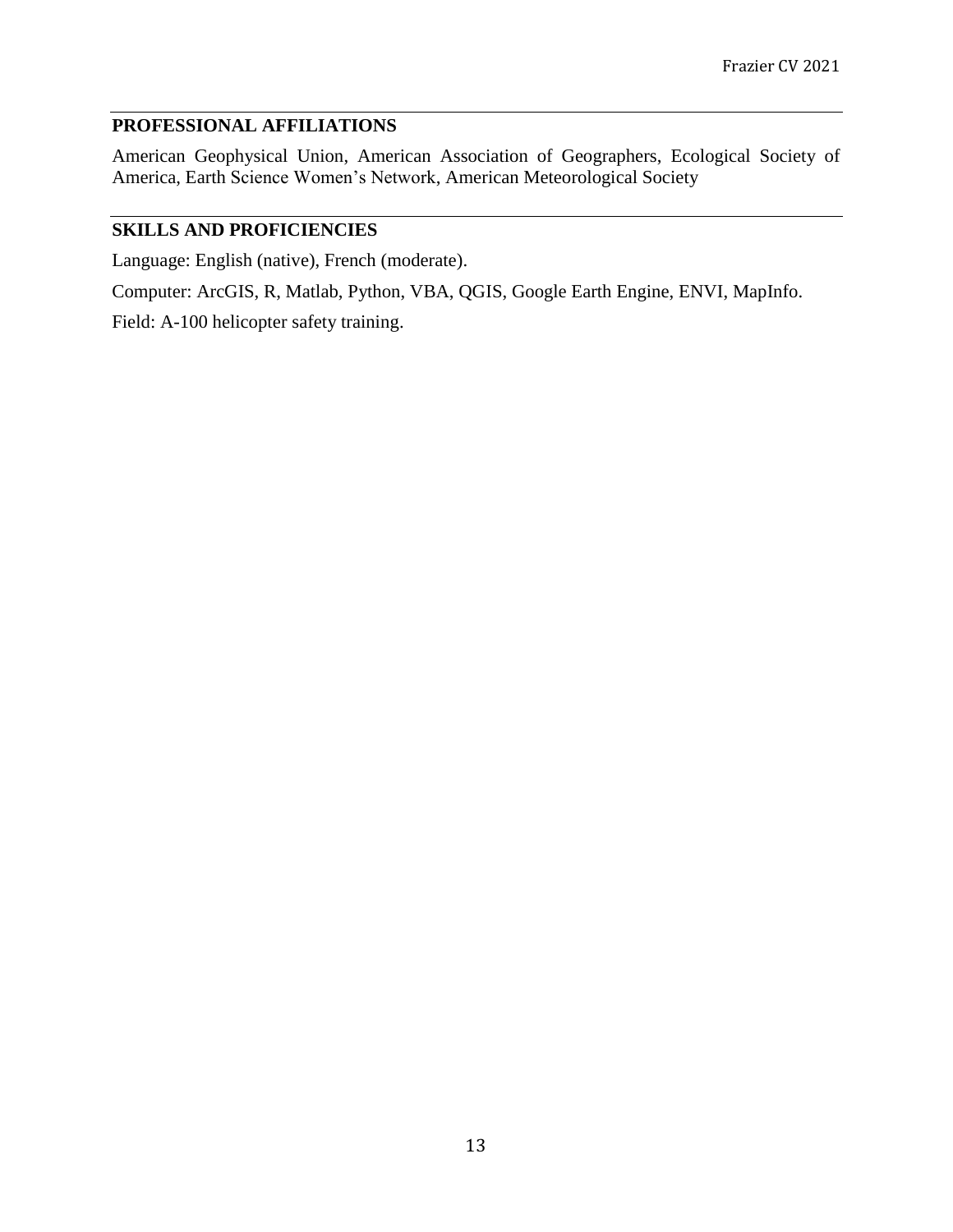## PROFESSIONAL AFFILIATIONS

American Geophysical Union, American Association of Geographers, Ecological Society of America, Earth Science Women's Network, American Meteorological Society

## SKILLS AND PROFICIENCIES

Language: English (native), French (moderate).

Computer: ArcGIS, R, Matlab, Python, VBA, QGIS, Google Earth Engine, ENVI, MapInfo.

Field: A-100 helicopter safety training.